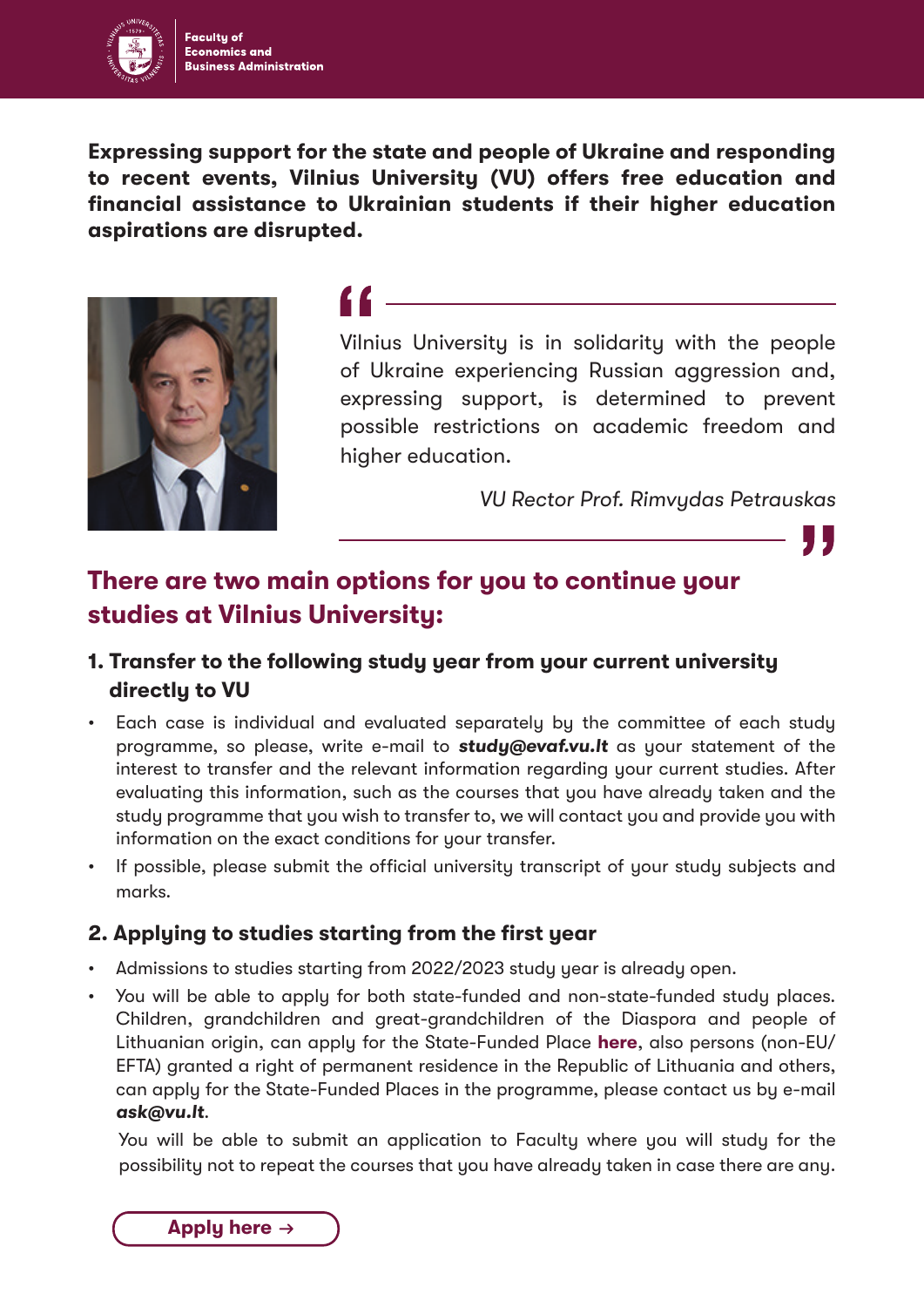Faculty of Economics and Business Administration

**Expressing support for the state and people of Ukraine and responding to recent events, Vilnius University (VU) offers free education and financial assistance to Ukrainian students if their higher education aspirations are disrupted.**

> Vilnius University is in solidarity with the people of Ukraine experiencing Russian aggression and, expressing support, is determined to prevent possible restrictions on academic freedom and higher education.
>
> *VU Rector Prof. Rimvydas Petrauskas*

## There are two main options for you to continue your studies at Vilnius University:

### 1. Transfer to the following study year from your current university directly to VU

- Each case is individual and evaluated separately by the committee of each study programme, so please, write e-mail to ***study@evaf.vu.lt*** as your statement of the interest to transfer and the relevant information regarding your current studies. After evaluating this information, such as the courses that you have already taken and the study programme that you wish to transfer to, we will contact you and provide you with information on the exact conditions for your transfer.
- If possible, please submit the official university transcript of your study subjects and marks.

### 2. Applying to studies starting from the first year

- Admissions to studies starting from 2022/2023 study year is already open.
- You will be able to apply for both state-funded and non-state-funded study places. Children, grandchildren and great-grandchildren of the Diaspora and people of Lithuanian origin, can apply for the State-Funded Place **here**, also persons (non-EU/EFTA) granted a right of permanent residence in the Republic of Lithuania and others, can apply for the State-Funded Places in the programme, please contact us by e-mail ***ask@vu.lt***.

  You will be able to submit an application to Faculty where you will study for the possibility not to repeat the courses that you have already taken in case there are any.

**Apply here →**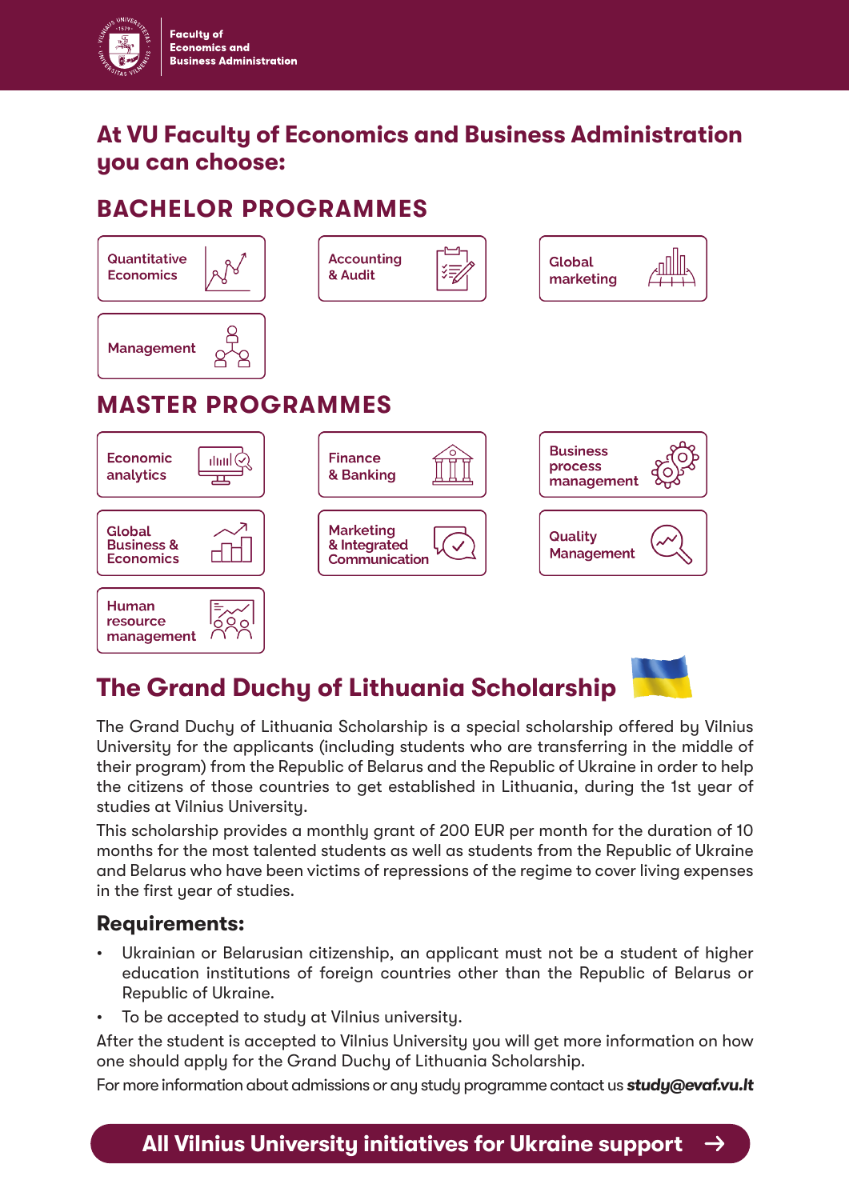Faculty of Economics and Business Administration

## At VU Faculty of Economics and Business Administration you can choose:

### BACHELOR PROGRAMMES

- Quantitative Economics
- Accounting & Audit
- Global marketing
- Management

### MASTER PROGRAMMES

- Economic analytics
- Finance & Banking
- Business process management
- Global Business & Economics
- Marketing & Integrated Communication
- Quality Management
- Human resource management

## The Grand Duchy of Lithuania Scholarship

The Grand Duchy of Lithuania Scholarship is a special scholarship offered by Vilnius University for the applicants (including students who are transferring in the middle of their program) from the Republic of Belarus and the Republic of Ukraine in order to help the citizens of those countries to get established in Lithuania, during the 1st year of studies at Vilnius University.

This scholarship provides a monthly grant of 200 EUR per month for the duration of 10 months for the most talented students as well as students from the Republic of Ukraine and Belarus who have been victims of repressions of the regime to cover living expenses in the first year of studies.

### Requirements:

- Ukrainian or Belarusian citizenship, an applicant must not be a student of higher education institutions of foreign countries other than the Republic of Belarus or Republic of Ukraine.
- To be accepted to study at Vilnius university.

After the student is accepted to Vilnius University you will get more information on how one should apply for the Grand Duchy of Lithuania Scholarship.

For more information about admissions or any study programme contact us ***study@evaf.vu.lt***

**All Vilnius University initiatives for Ukraine support →**